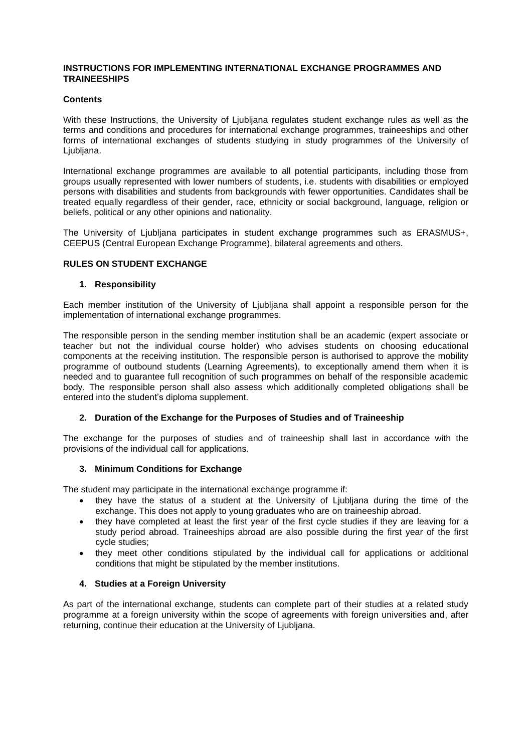# INSTRUCTIONS FOR IMPLEMENTING INTERNATIONAL EXCHANGE PROGRAMMES AND TRAINEESHIPS

## Contents

With these Instructions, the University of Ljubljana regulates student exchange rules as well as the terms and conditions and procedures for international exchange programmes, traineeships and other forms of international exchanges of students studying in study programmes of the University of Ljubljana.

International exchange programmes are available to all potential participants, including those from groups usually represented with lower numbers of students, i.e. students with disabilities or employed persons with disabilities and students from backgrounds with fewer opportunities. Candidates shall be treated equally regardless of their gender, race, ethnicity or social background, language, religion or beliefs, political or any other opinions and nationality.

The University of Ljubljana participates in student exchange programmes such as ERASMUS+, CEEPUS (Central European Exchange Programme), bilateral agreements and others.

## RULES ON STUDENT EXCHANGE

### 1. Responsibility

Each member institution of the University of Ljubljana shall appoint a responsible person for the implementation of international exchange programmes.

The responsible person in the sending member institution shall be an academic (expert associate or teacher but not the individual course holder) who advises students on choosing educational components at the receiving institution. The responsible person is authorised to approve the mobility programme of outbound students (Learning Agreements), to exceptionally amend them when it is needed and to guarantee full recognition of such programmes on behalf of the responsible academic body. The responsible person shall also assess which additionally completed obligations shall be entered into the student's diploma supplement.

### 2. Duration of the Exchange for the Purposes of Studies and of Traineeship

The exchange for the purposes of studies and of traineeship shall last in accordance with the provisions of the individual call for applications.

### 3. Minimum Conditions for Exchange

The student may participate in the international exchange programme if:

- they have the status of a student at the University of Ljubljana during the time of the exchange. This does not apply to young graduates who are on traineeship abroad.
- they have completed at least the first year of the first cycle studies if they are leaving for a study period abroad. Traineeships abroad are also possible during the first year of the first cycle studies;
- they meet other conditions stipulated by the individual call for applications or additional conditions that might be stipulated by the member institutions.

### 4. Studies at a Foreign University

As part of the international exchange, students can complete part of their studies at a related study programme at a foreign university within the scope of agreements with foreign universities and, after returning, continue their education at the University of Ljubljana.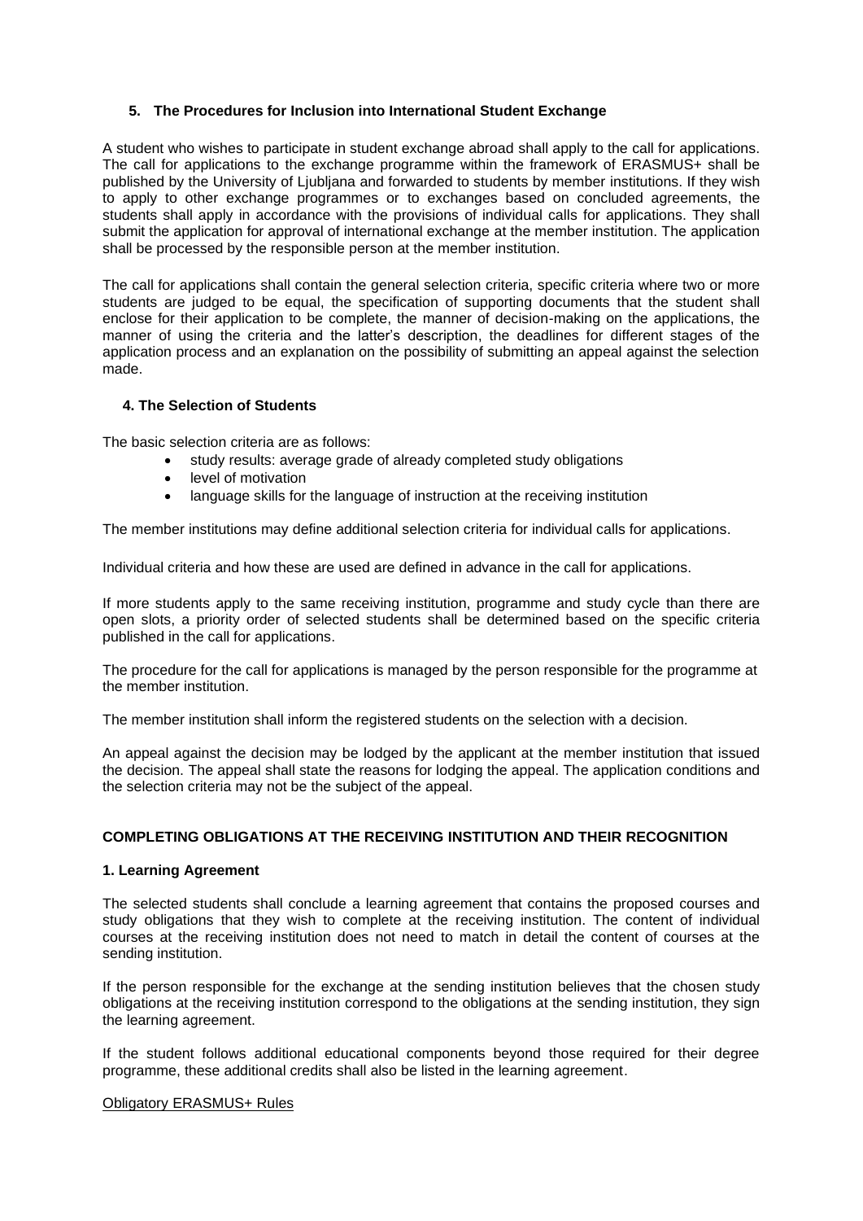### 5. The Procedures for Inclusion into International Student Exchange

A student who wishes to participate in student exchange abroad shall apply to the call for applications. The call for applications to the exchange programme within the framework of ERASMUS+ shall be published by the University of Ljubljana and forwarded to students by member institutions. If they wish to apply to other exchange programmes or to exchanges based on concluded agreements, the students shall apply in accordance with the provisions of individual calls for applications. They shall submit the application for approval of international exchange at the member institution. The application shall be processed by the responsible person at the member institution.

The call for applications shall contain the general selection criteria, specific criteria where two or more students are judged to be equal, the specification of supporting documents that the student shall enclose for their application to be complete, the manner of decision-making on the applications, the manner of using the criteria and the latter's description, the deadlines for different stages of the application process and an explanation on the possibility of submitting an appeal against the selection made.

### 4. The Selection of Students

The basic selection criteria are as follows:

- study results: average grade of already completed study obligations
- level of motivation
- language skills for the language of instruction at the receiving institution

The member institutions may define additional selection criteria for individual calls for applications.

Individual criteria and how these are used are defined in advance in the call for applications.

If more students apply to the same receiving institution, programme and study cycle than there are open slots, a priority order of selected students shall be determined based on the specific criteria published in the call for applications.

The procedure for the call for applications is managed by the person responsible for the programme at the member institution.

The member institution shall inform the registered students on the selection with a decision.

An appeal against the decision may be lodged by the applicant at the member institution that issued the decision. The appeal shall state the reasons for lodging the appeal. The application conditions and the selection criteria may not be the subject of the appeal.

## COMPLETING OBLIGATIONS AT THE RECEIVING INSTITUTION AND THEIR RECOGNITION

### 1. Learning Agreement

The selected students shall conclude a learning agreement that contains the proposed courses and study obligations that they wish to complete at the receiving institution. The content of individual courses at the receiving institution does not need to match in detail the content of courses at the sending institution.

If the person responsible for the exchange at the sending institution believes that the chosen study obligations at the receiving institution correspond to the obligations at the sending institution, they sign the learning agreement.

If the student follows additional educational components beyond those required for their degree programme, these additional credits shall also be listed in the learning agreement.

Obligatory ERASMUS+ Rules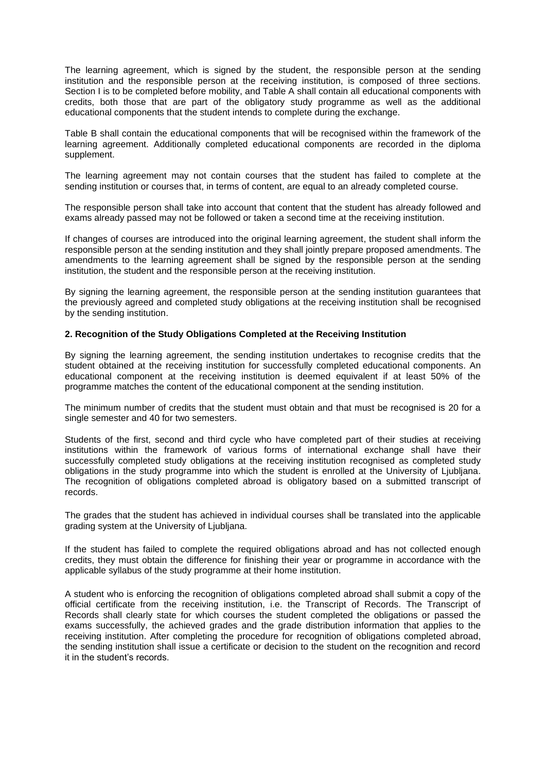The learning agreement, which is signed by the student, the responsible person at the sending institution and the responsible person at the receiving institution, is composed of three sections. Section I is to be completed before mobility, and Table A shall contain all educational components with credits, both those that are part of the obligatory study programme as well as the additional educational components that the student intends to complete during the exchange.

Table B shall contain the educational components that will be recognised within the framework of the learning agreement. Additionally completed educational components are recorded in the diploma supplement.

The learning agreement may not contain courses that the student has failed to complete at the sending institution or courses that, in terms of content, are equal to an already completed course.

The responsible person shall take into account that content that the student has already followed and exams already passed may not be followed or taken a second time at the receiving institution.

If changes of courses are introduced into the original learning agreement, the student shall inform the responsible person at the sending institution and they shall jointly prepare proposed amendments. The amendments to the learning agreement shall be signed by the responsible person at the sending institution, the student and the responsible person at the receiving institution.

By signing the learning agreement, the responsible person at the sending institution guarantees that the previously agreed and completed study obligations at the receiving institution shall be recognised by the sending institution.

**2. Recognition of the Study Obligations Completed at the Receiving Institution**

By signing the learning agreement, the sending institution undertakes to recognise credits that the student obtained at the receiving institution for successfully completed educational components. An educational component at the receiving institution is deemed equivalent if at least 50% of the programme matches the content of the educational component at the sending institution.

The minimum number of credits that the student must obtain and that must be recognised is 20 for a single semester and 40 for two semesters.

Students of the first, second and third cycle who have completed part of their studies at receiving institutions within the framework of various forms of international exchange shall have their successfully completed study obligations at the receiving institution recognised as completed study obligations in the study programme into which the student is enrolled at the University of Ljubljana. The recognition of obligations completed abroad is obligatory based on a submitted transcript of records.

The grades that the student has achieved in individual courses shall be translated into the applicable grading system at the University of Ljubljana.

If the student has failed to complete the required obligations abroad and has not collected enough credits, they must obtain the difference for finishing their year or programme in accordance with the applicable syllabus of the study programme at their home institution.

A student who is enforcing the recognition of obligations completed abroad shall submit a copy of the official certificate from the receiving institution, i.e. the Transcript of Records. The Transcript of Records shall clearly state for which courses the student completed the obligations or passed the exams successfully, the achieved grades and the grade distribution information that applies to the receiving institution. After completing the procedure for recognition of obligations completed abroad, the sending institution shall issue a certificate or decision to the student on the recognition and record it in the student's records.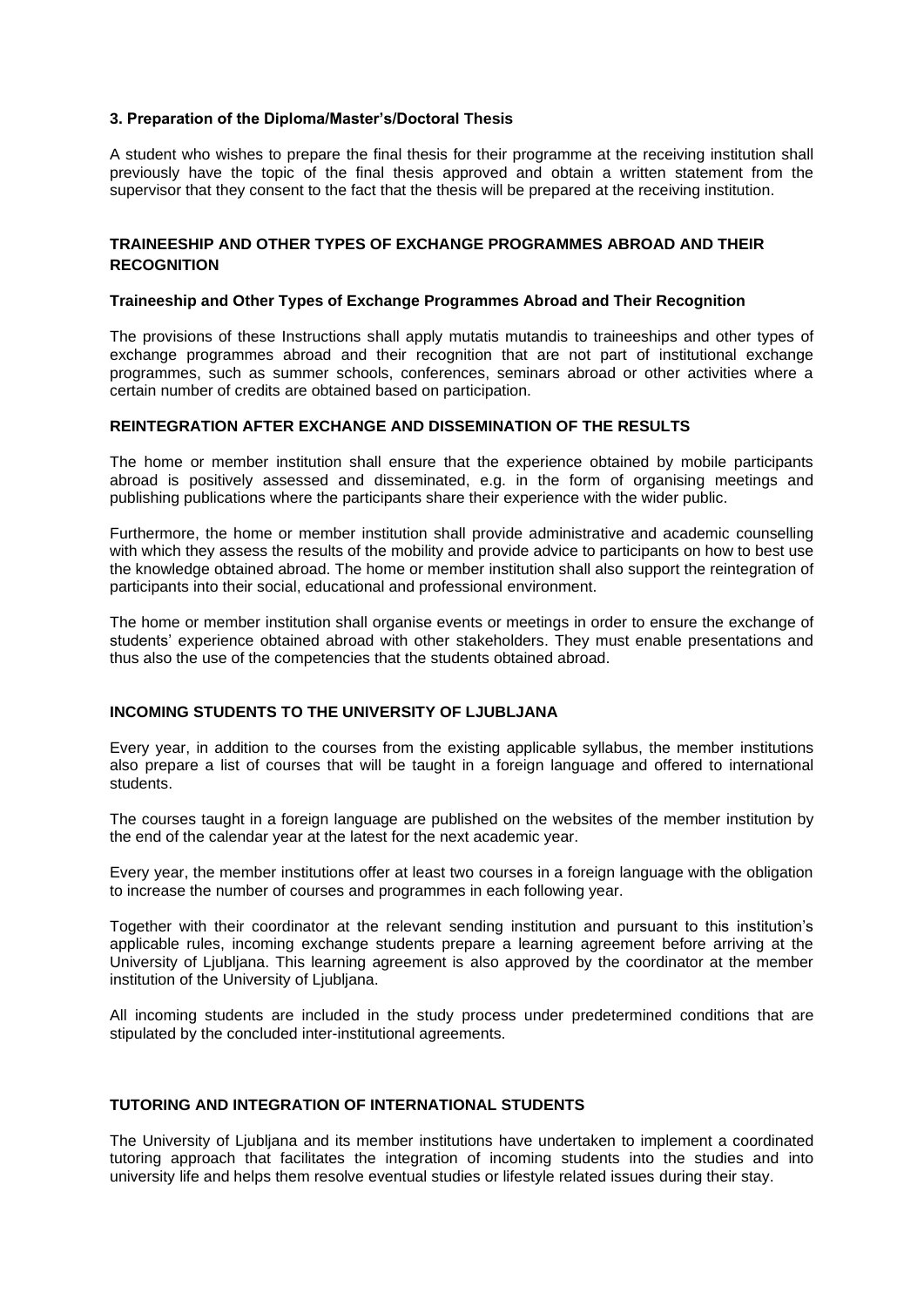### 3. Preparation of the Diploma/Master's/Doctoral Thesis

A student who wishes to prepare the final thesis for their programme at the receiving institution shall previously have the topic of the final thesis approved and obtain a written statement from the supervisor that they consent to the fact that the thesis will be prepared at the receiving institution.

## TRAINEESHIP AND OTHER TYPES OF EXCHANGE PROGRAMMES ABROAD AND THEIR RECOGNITION

### Traineeship and Other Types of Exchange Programmes Abroad and Their Recognition

The provisions of these Instructions shall apply mutatis mutandis to traineeships and other types of exchange programmes abroad and their recognition that are not part of institutional exchange programmes, such as summer schools, conferences, seminars abroad or other activities where a certain number of credits are obtained based on participation.

## REINTEGRATION AFTER EXCHANGE AND DISSEMINATION OF THE RESULTS

The home or member institution shall ensure that the experience obtained by mobile participants abroad is positively assessed and disseminated, e.g. in the form of organising meetings and publishing publications where the participants share their experience with the wider public.

Furthermore, the home or member institution shall provide administrative and academic counselling with which they assess the results of the mobility and provide advice to participants on how to best use the knowledge obtained abroad. The home or member institution shall also support the reintegration of participants into their social, educational and professional environment.

The home or member institution shall organise events or meetings in order to ensure the exchange of students' experience obtained abroad with other stakeholders. They must enable presentations and thus also the use of the competencies that the students obtained abroad.

## INCOMING STUDENTS TO THE UNIVERSITY OF LJUBLJANA

Every year, in addition to the courses from the existing applicable syllabus, the member institutions also prepare a list of courses that will be taught in a foreign language and offered to international students.

The courses taught in a foreign language are published on the websites of the member institution by the end of the calendar year at the latest for the next academic year.

Every year, the member institutions offer at least two courses in a foreign language with the obligation to increase the number of courses and programmes in each following year.

Together with their coordinator at the relevant sending institution and pursuant to this institution's applicable rules, incoming exchange students prepare a learning agreement before arriving at the University of Ljubljana. This learning agreement is also approved by the coordinator at the member institution of the University of Ljubljana.

All incoming students are included in the study process under predetermined conditions that are stipulated by the concluded inter-institutional agreements.

## TUTORING AND INTEGRATION OF INTERNATIONAL STUDENTS

The University of Ljubljana and its member institutions have undertaken to implement a coordinated tutoring approach that facilitates the integration of incoming students into the studies and into university life and helps them resolve eventual studies or lifestyle related issues during their stay.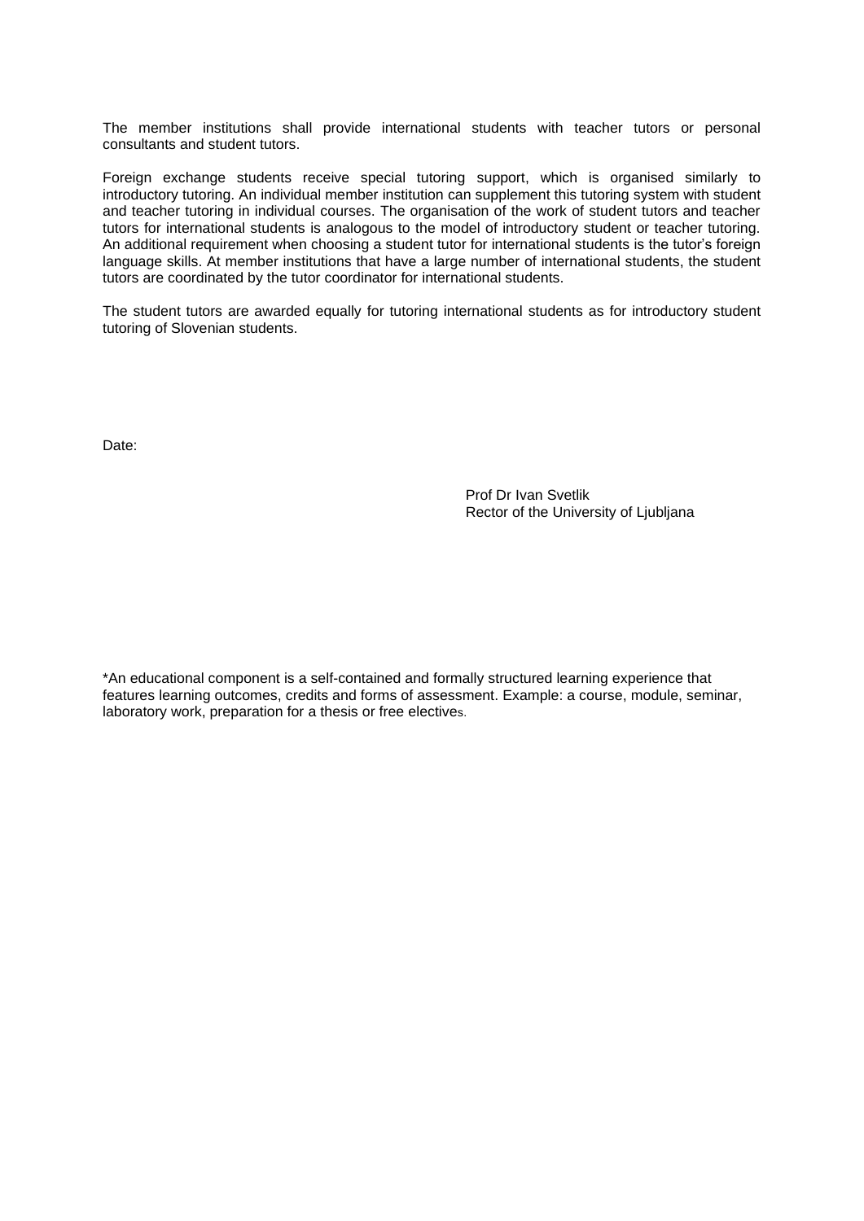The member institutions shall provide international students with teacher tutors or personal consultants and student tutors.

Foreign exchange students receive special tutoring support, which is organised similarly to introductory tutoring. An individual member institution can supplement this tutoring system with student and teacher tutoring in individual courses. The organisation of the work of student tutors and teacher tutors for international students is analogous to the model of introductory student or teacher tutoring. An additional requirement when choosing a student tutor for international students is the tutor's foreign language skills. At member institutions that have a large number of international students, the student tutors are coordinated by the tutor coordinator for international students.

The student tutors are awarded equally for tutoring international students as for introductory student tutoring of Slovenian students.

Date:

Prof Dr Ivan Svetlik
Rector of the University of Ljubljana

*An educational component is a self-contained and formally structured learning experience that features learning outcomes, credits and forms of assessment. Example: a course, module, seminar, laboratory work, preparation for a thesis or free electives.